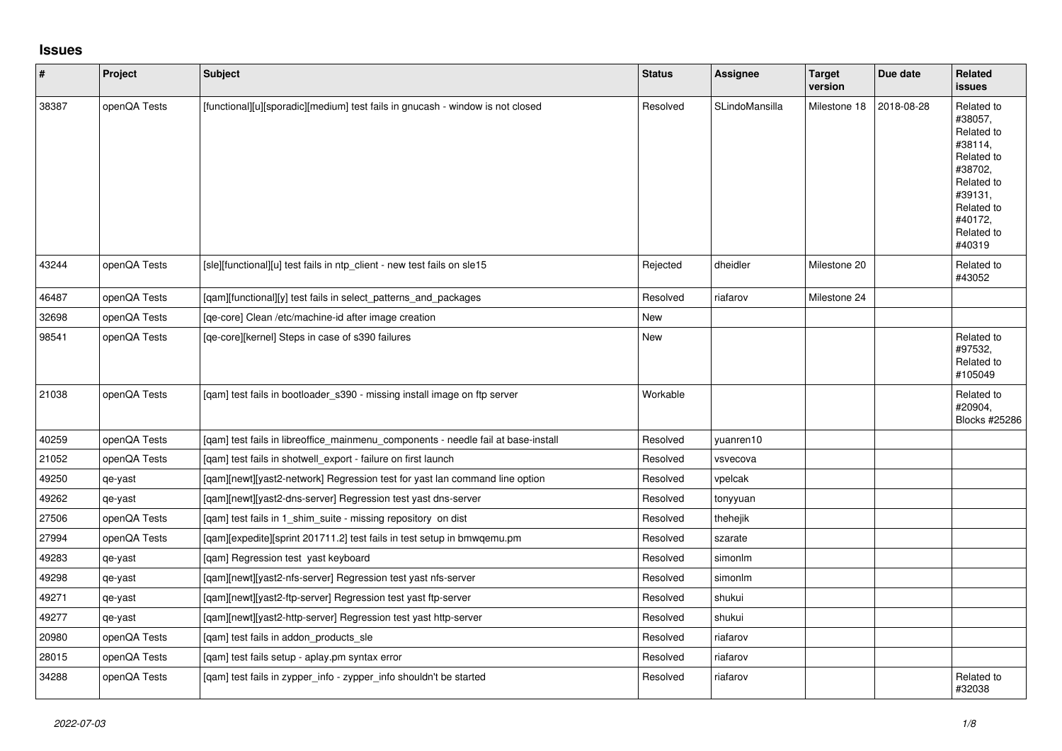# Issues

| # | Project | Subject | Status | Assignee | Target version | Due date | Related issues |
|---|---|---|---|---|---|---|---|
| 38387 | openQA Tests | [functional][u][sporadic][medium] test fails in gnucash - window is not closed | Resolved | SLindoMansilla | Milestone 18 | 2018-08-28 | Related to #38057, Related to #38114, Related to #38702, Related to #39131, Related to #40172, Related to #40319 |
| 43244 | openQA Tests | [sle][functional][u] test fails in ntp_client - new test fails on sle15 | Rejected | dheidler | Milestone 20 | | Related to #43052 |
| 46487 | openQA Tests | [qam][functional][y] test fails in select_patterns_and_packages | Resolved | riafarov | Milestone 24 | | |
| 32698 | openQA Tests | [qe-core] Clean /etc/machine-id after image creation | New | | | | |
| 98541 | openQA Tests | [qe-core][kernel] Steps in case of s390 failures | New | | | | Related to #97532, Related to #105049 |
| 21038 | openQA Tests | [qam] test fails in bootloader_s390 - missing install image on ftp server | Workable | | | | Related to #20904, Blocks #25286 |
| 40259 | openQA Tests | [qam] test fails in libreoffice_mainmenu_components - needle fail at base-install | Resolved | yuanren10 | | | |
| 21052 | openQA Tests | [qam] test fails in shotwell_export - failure on first launch | Resolved | vsvecova | | | |
| 49250 | qe-yast | [qam][newt][yast2-network] Regression test for yast lan command line option | Resolved | vpelcak | | | |
| 49262 | qe-yast | [qam][newt][yast2-dns-server] Regression test yast dns-server | Resolved | tonyyuan | | | |
| 27506 | openQA Tests | [qam] test fails in 1_shim_suite - missing repository on dist | Resolved | thehejik | | | |
| 27994 | openQA Tests | [qam][expedite][sprint 201711.2] test fails in test setup in bmwqemu.pm | Resolved | szarate | | | |
| 49283 | qe-yast | [qam] Regression test yast keyboard | Resolved | simonlm | | | |
| 49298 | qe-yast | [qam][newt][yast2-nfs-server] Regression test yast nfs-server | Resolved | simonlm | | | |
| 49271 | qe-yast | [qam][newt][yast2-ftp-server] Regression test yast ftp-server | Resolved | shukui | | | |
| 49277 | qe-yast | [qam][newt][yast2-http-server] Regression test yast http-server | Resolved | shukui | | | |
| 20980 | openQA Tests | [qam] test fails in addon_products_sle | Resolved | riafarov | | | |
| 28015 | openQA Tests | [qam] test fails setup - aplay.pm syntax error | Resolved | riafarov | | | |
| 34288 | openQA Tests | [qam] test fails in zypper_info - zypper_info shouldn't be started | Resolved | riafarov | | | Related to #32038 |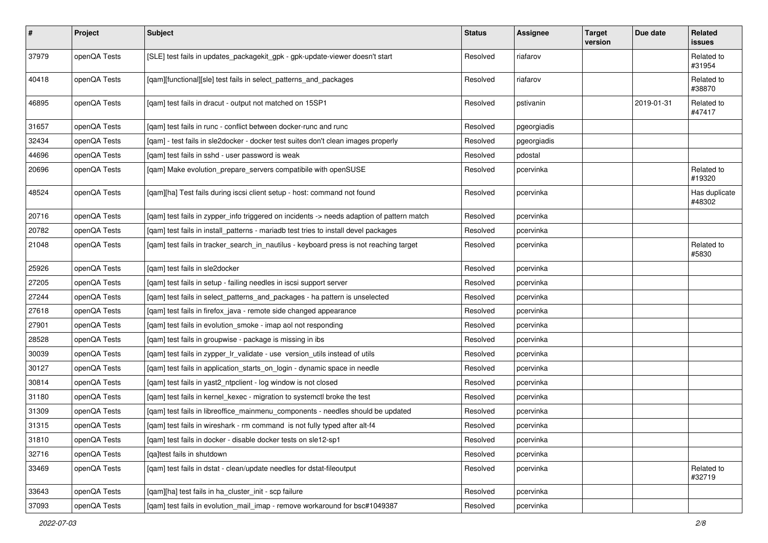| # | Project | Subject | Status | Assignee | Target version | Due date | Related issues |
|---|---|---|---|---|---|---|---|
| 37979 | openQA Tests | [SLE] test fails in updates_packagekit_gpk - gpk-update-viewer doesn't start | Resolved | riafarov | | | Related to #31954 |
| 40418 | openQA Tests | [qam][functional][sle] test fails in select_patterns_and_packages | Resolved | riafarov | | | Related to #38870 |
| 46895 | openQA Tests | [qam] test fails in dracut - output not matched on 15SP1 | Resolved | pstivanin | | 2019-01-31 | Related to #47417 |
| 31657 | openQA Tests | [qam] test fails in runc - conflict between docker-runc and runc | Resolved | pgeorgiadis | | | |
| 32434 | openQA Tests | [qam] - test fails in sle2docker - docker test suites don't clean images properly | Resolved | pgeorgiadis | | | |
| 44696 | openQA Tests | [qam] test fails in sshd - user password is weak | Resolved | pdostal | | | |
| 20696 | openQA Tests | [qam] Make evolution_prepare_servers compatibile with openSUSE | Resolved | pcervinka | | | Related to #19320 |
| 48524 | openQA Tests | [qam][ha] Test fails during iscsi client setup - host: command not found | Resolved | pcervinka | | | Has duplicate #48302 |
| 20716 | openQA Tests | [qam] test fails in zypper_info triggered on incidents -> needs adaption of pattern match | Resolved | pcervinka | | | |
| 20782 | openQA Tests | [qam] test fails in install_patterns - mariadb test tries to install devel packages | Resolved | pcervinka | | | |
| 21048 | openQA Tests | [qam] test fails in tracker_search_in_nautilus - keyboard press is not reaching target | Resolved | pcervinka | | | Related to #5830 |
| 25926 | openQA Tests | [qam] test fails in sle2docker | Resolved | pcervinka | | | |
| 27205 | openQA Tests | [qam] test fails in setup - failing needles in iscsi support server | Resolved | pcervinka | | | |
| 27244 | openQA Tests | [qam] test fails in select_patterns_and_packages - ha pattern is unselected | Resolved | pcervinka | | | |
| 27618 | openQA Tests | [qam] test fails in firefox_java - remote side changed appearance | Resolved | pcervinka | | | |
| 27901 | openQA Tests | [qam] test fails in evolution_smoke - imap aol not responding | Resolved | pcervinka | | | |
| 28528 | openQA Tests | [qam] test fails in groupwise - package is missing in ibs | Resolved | pcervinka | | | |
| 30039 | openQA Tests | [qam] test fails in zypper_lr_validate - use version_utils instead of utils | Resolved | pcervinka | | | |
| 30127 | openQA Tests | [qam] test fails in application_starts_on_login - dynamic space in needle | Resolved | pcervinka | | | |
| 30814 | openQA Tests | [qam] test fails in yast2_ntpclient - log window is not closed | Resolved | pcervinka | | | |
| 31180 | openQA Tests | [qam] test fails in kernel_kexec - migration to systemctl broke the test | Resolved | pcervinka | | | |
| 31309 | openQA Tests | [qam] test fails in libreoffice_mainmenu_components - needles should be updated | Resolved | pcervinka | | | |
| 31315 | openQA Tests | [qam] test fails in wireshark - rm command is not fully typed after alt-f4 | Resolved | pcervinka | | | |
| 31810 | openQA Tests | [qam] test fails in docker - disable docker tests on sle12-sp1 | Resolved | pcervinka | | | |
| 32716 | openQA Tests | [qa]test fails in shutdown | Resolved | pcervinka | | | |
| 33469 | openQA Tests | [qam] test fails in dstat - clean/update needles for dstat-fileoutput | Resolved | pcervinka | | | Related to #32719 |
| 33643 | openQA Tests | [qam][ha] test fails in ha_cluster_init - scp failure | Resolved | pcervinka | | | |
| 37093 | openQA Tests | [qam] test fails in evolution_mail_imap - remove workaround for bsc#1049387 | Resolved | pcervinka | | | |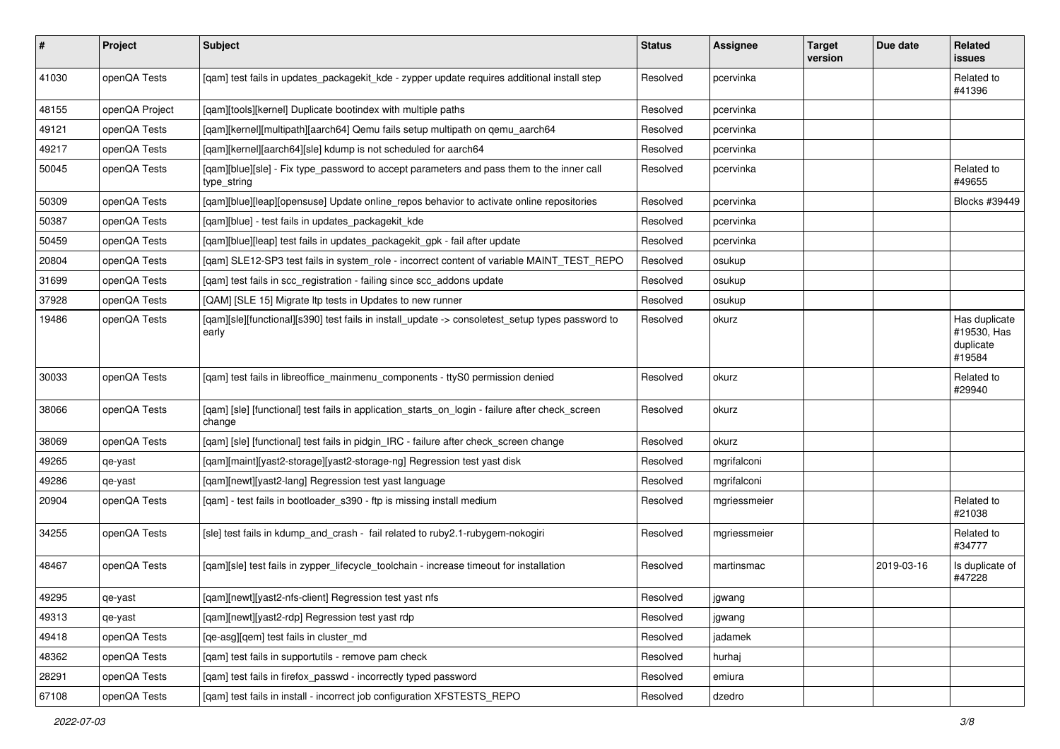| # | Project | Subject | Status | Assignee | Target version | Due date | Related issues |
|---|---|---|---|---|---|---|---|
| 41030 | openQA Tests | [qam] test fails in updates_packagekit_kde - zypper update requires additional install step | Resolved | pcervinka | | | Related to #41396 |
| 48155 | openQA Project | [qam][tools][kernel] Duplicate bootindex with multiple paths | Resolved | pcervinka | | | |
| 49121 | openQA Tests | [qam][kernel][multipath][aarch64] Qemu fails setup multipath on qemu_aarch64 | Resolved | pcervinka | | | |
| 49217 | openQA Tests | [qam][kernel][aarch64][sle] kdump is not scheduled for aarch64 | Resolved | pcervinka | | | |
| 50045 | openQA Tests | [qam][blue][sle] - Fix type_password to accept parameters and pass them to the inner call type_string | Resolved | pcervinka | | | Related to #49655 |
| 50309 | openQA Tests | [qam][blue][leap][opensuse] Update online_repos behavior to activate online repositories | Resolved | pcervinka | | | Blocks #39449 |
| 50387 | openQA Tests | [qam][blue] - test fails in updates_packagekit_kde | Resolved | pcervinka | | | |
| 50459 | openQA Tests | [qam][blue][leap] test fails in updates_packagekit_gpk - fail after update | Resolved | pcervinka | | | |
| 20804 | openQA Tests | [qam] SLE12-SP3 test fails in system_role - incorrect content of variable MAINT_TEST_REPO | Resolved | osukup | | | |
| 31699 | openQA Tests | [qam] test fails in scc_registration - failing since scc_addons update | Resolved | osukup | | | |
| 37928 | openQA Tests | [QAM] [SLE 15] Migrate ltp tests in Updates to new runner | Resolved | osukup | | | |
| 19486 | openQA Tests | [qam][sle][functional][s390] test fails in install_update -> consoletest_setup types password to early | Resolved | okurz | | | Has duplicate #19530, Has duplicate #19584 |
| 30033 | openQA Tests | [qam] test fails in libreoffice_mainmenu_components - ttyS0 permission denied | Resolved | okurz | | | Related to #29940 |
| 38066 | openQA Tests | [qam] [sle] [functional] test fails in application_starts_on_login - failure after check_screen change | Resolved | okurz | | | |
| 38069 | openQA Tests | [qam] [sle] [functional] test fails in pidgin_IRC - failure after check_screen change | Resolved | okurz | | | |
| 49265 | qe-yast | [qam][maint][yast2-storage][yast2-storage-ng] Regression test yast disk | Resolved | mgrifalconi | | | |
| 49286 | qe-yast | [qam][newt][yast2-lang] Regression test yast language | Resolved | mgrifalconi | | | |
| 20904 | openQA Tests | [qam] - test fails in bootloader_s390 - ftp is missing install medium | Resolved | mgriessmeier | | | Related to #21038 |
| 34255 | openQA Tests | [sle] test fails in kdump_and_crash - fail related to ruby2.1-rubygem-nokogiri | Resolved | mgriessmeier | | | Related to #34777 |
| 48467 | openQA Tests | [qam][sle] test fails in zypper_lifecycle_toolchain - increase timeout for installation | Resolved | martinsmac | | 2019-03-16 | Is duplicate of #47228 |
| 49295 | qe-yast | [qam][newt][yast2-nfs-client] Regression test yast nfs | Resolved | jgwang | | | |
| 49313 | qe-yast | [qam][newt][yast2-rdp] Regression test yast rdp | Resolved | jgwang | | | |
| 49418 | openQA Tests | [qe-asg][qem] test fails in cluster_md | Resolved | jadamek | | | |
| 48362 | openQA Tests | [qam] test fails in supportutils - remove pam check | Resolved | hurhaj | | | |
| 28291 | openQA Tests | [qam] test fails in firefox_passwd - incorrectly typed password | Resolved | emiura | | | |
| 67108 | openQA Tests | [qam] test fails in install - incorrect job configuration XFSTESTS_REPO | Resolved | dzedro | | | |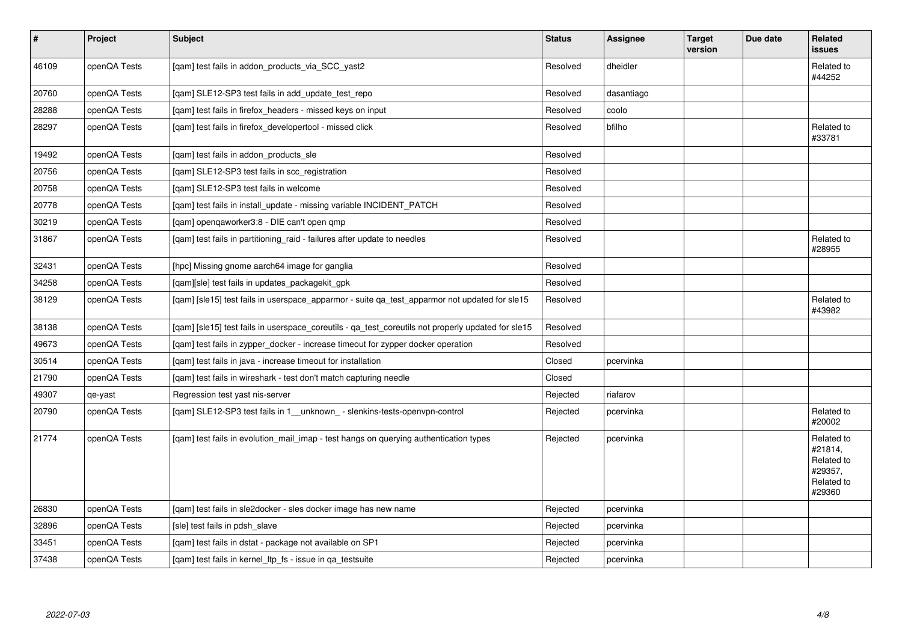| # | Project | Subject | Status | Assignee | Target version | Due date | Related issues |
|---|---|---|---|---|---|---|---|
| 46109 | openQA Tests | [qam] test fails in addon_products_via_SCC_yast2 | Resolved | dheidler | | | Related to #44252 |
| 20760 | openQA Tests | [qam] SLE12-SP3 test fails in add_update_test_repo | Resolved | dasantiago | | | |
| 28288 | openQA Tests | [qam] test fails in firefox_headers - missed keys on input | Resolved | coolo | | | |
| 28297 | openQA Tests | [qam] test fails in firefox_developertool - missed click | Resolved | bfilho | | | Related to #33781 |
| 19492 | openQA Tests | [qam] test fails in addon_products_sle | Resolved | | | | |
| 20756 | openQA Tests | [qam] SLE12-SP3 test fails in scc_registration | Resolved | | | | |
| 20758 | openQA Tests | [qam] SLE12-SP3 test fails in welcome | Resolved | | | | |
| 20778 | openQA Tests | [qam] test fails in install_update - missing variable INCIDENT_PATCH | Resolved | | | | |
| 30219 | openQA Tests | [qam] openqaworker3:8 - DIE can't open qmp | Resolved | | | | |
| 31867 | openQA Tests | [qam] test fails in partitioning_raid - failures after update to needles | Resolved | | | | Related to #28955 |
| 32431 | openQA Tests | [hpc] Missing gnome aarch64 image for ganglia | Resolved | | | | |
| 34258 | openQA Tests | [qam][sle] test fails in updates_packagekit_gpk | Resolved | | | | |
| 38129 | openQA Tests | [qam] [sle15] test fails in userspace_apparmor - suite qa_test_apparmor not updated for sle15 | Resolved | | | | Related to #43982 |
| 38138 | openQA Tests | [qam] [sle15] test fails in userspace_coreutils - qa_test_coreutils not properly updated for sle15 | Resolved | | | | |
| 49673 | openQA Tests | [qam] test fails in zypper_docker - increase timeout for zypper docker operation | Resolved | | | | |
| 30514 | openQA Tests | [qam] test fails in java - increase timeout for installation | Closed | pcervinka | | | |
| 21790 | openQA Tests | [qam] test fails in wireshark - test don't match capturing needle | Closed | | | | |
| 49307 | qe-yast | Regression test yast nis-server | Rejected | riafarov | | | |
| 20790 | openQA Tests | [qam] SLE12-SP3 test fails in 1__unknown_ - slenkins-tests-openvpn-control | Rejected | pcervinka | | | Related to #20002 |
| 21774 | openQA Tests | [qam] test fails in evolution_mail_imap - test hangs on querying authentication types | Rejected | pcervinka | | | Related to #21814, Related to #29357, Related to #29360 |
| 26830 | openQA Tests | [qam] test fails in sle2docker - sles docker image has new name | Rejected | pcervinka | | | |
| 32896 | openQA Tests | [sle] test fails in pdsh_slave | Rejected | pcervinka | | | |
| 33451 | openQA Tests | [qam] test fails in dstat - package not available on SP1 | Rejected | pcervinka | | | |
| 37438 | openQA Tests | [qam] test fails in kernel_ltp_fs - issue in qa_testsuite | Rejected | pcervinka | | | |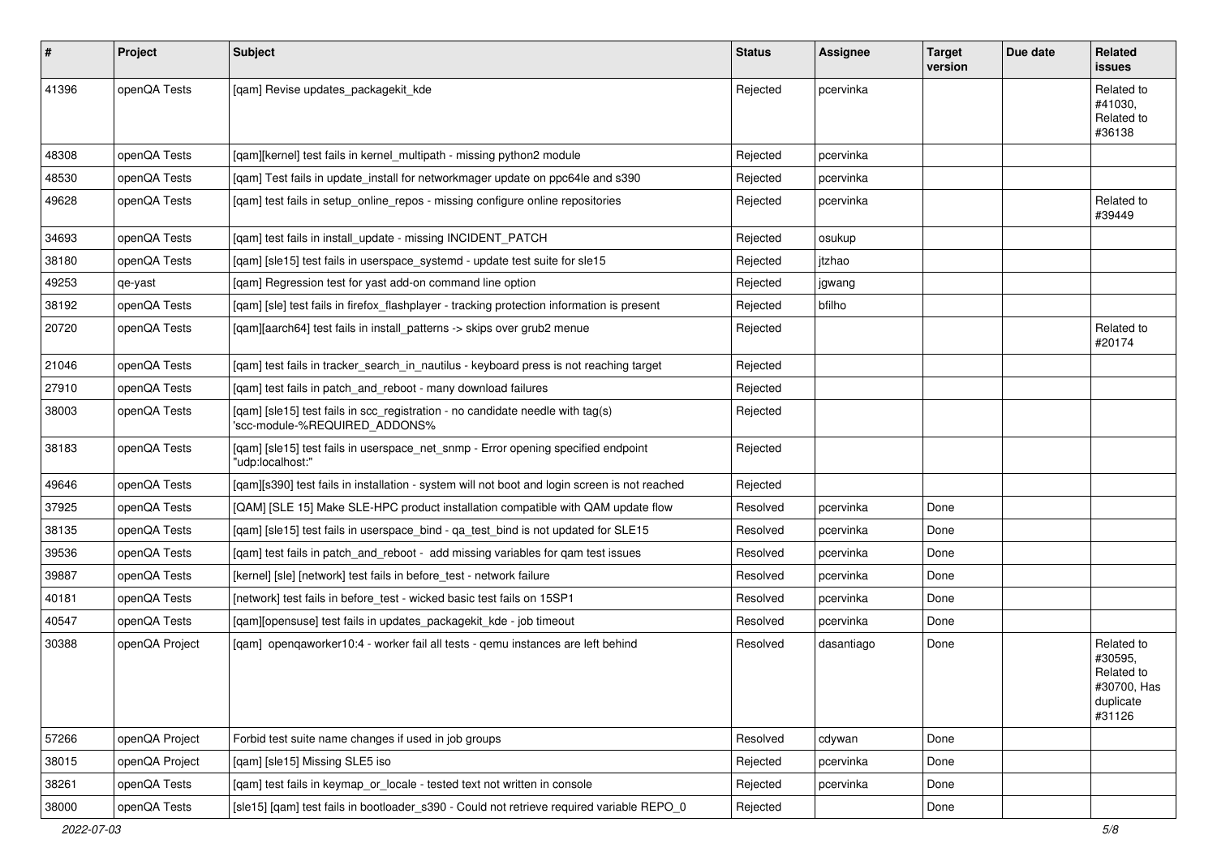| # | Project | Subject | Status | Assignee | Target version | Due date | Related issues |
|---|---|---|---|---|---|---|---|
| 41396 | openQA Tests | [qam] Revise updates_packagekit_kde | Rejected | pcervinka | | | Related to #41030, Related to #36138 |
| 48308 | openQA Tests | [qam][kernel] test fails in kernel_multipath - missing python2 module | Rejected | pcervinka | | | |
| 48530 | openQA Tests | [qam] Test fails in update_install for networkmager update on ppc64le and s390 | Rejected | pcervinka | | | |
| 49628 | openQA Tests | [qam] test fails in setup_online_repos - missing configure online repositories | Rejected | pcervinka | | | Related to #39449 |
| 34693 | openQA Tests | [qam] test fails in install_update - missing INCIDENT_PATCH | Rejected | osukup | | | |
| 38180 | openQA Tests | [qam] [sle15] test fails in userspace_systemd - update test suite for sle15 | Rejected | jtzhao | | | |
| 49253 | qe-yast | [qam] Regression test for yast add-on command line option | Rejected | jgwang | | | |
| 38192 | openQA Tests | [qam] [sle] test fails in firefox_flashplayer - tracking protection information is present | Rejected | bfilho | | | |
| 20720 | openQA Tests | [qam][aarch64] test fails in install_patterns -> skips over grub2 menue | Rejected | | | | Related to #20174 |
| 21046 | openQA Tests | [qam] test fails in tracker_search_in_nautilus - keyboard press is not reaching target | Rejected | | | | |
| 27910 | openQA Tests | [qam] test fails in patch_and_reboot - many download failures | Rejected | | | | |
| 38003 | openQA Tests | [qam] [sle15] test fails in scc_registration - no candidate needle with tag(s) 'scc-module-%REQUIRED_ADDONS% | Rejected | | | | |
| 38183 | openQA Tests | [qam] [sle15] test fails in userspace_net_snmp - Error opening specified endpoint "udp:localhost:" | Rejected | | | | |
| 49646 | openQA Tests | [qam][s390] test fails in installation - system will not boot and login screen is not reached | Rejected | | | | |
| 37925 | openQA Tests | [QAM] [SLE 15] Make SLE-HPC product installation compatible with QAM update flow | Resolved | pcervinka | Done | | |
| 38135 | openQA Tests | [qam] [sle15] test fails in userspace_bind - qa_test_bind is not updated for SLE15 | Resolved | pcervinka | Done | | |
| 39536 | openQA Tests | [qam] test fails in patch_and_reboot - add missing variables for qam test issues | Resolved | pcervinka | Done | | |
| 39887 | openQA Tests | [kernel] [sle] [network] test fails in before_test - network failure | Resolved | pcervinka | Done | | |
| 40181 | openQA Tests | [network] test fails in before_test - wicked basic test fails on 15SP1 | Resolved | pcervinka | Done | | |
| 40547 | openQA Tests | [qam][opensuse] test fails in updates_packagekit_kde - job timeout | Resolved | pcervinka | Done | | |
| 30388 | openQA Project | [qam] openqaworker10:4 - worker fail all tests - qemu instances are left behind | Resolved | dasantiago | Done | | Related to #30595, Related to #30700, Has duplicate #31126 |
| 57266 | openQA Project | Forbid test suite name changes if used in job groups | Resolved | cdywan | Done | | |
| 38015 | openQA Project | [qam] [sle15] Missing SLE5 iso | Rejected | pcervinka | Done | | |
| 38261 | openQA Tests | [qam] test fails in keymap_or_locale - tested text not written in console | Rejected | pcervinka | Done | | |
| 38000 | openQA Tests | [sle15] [qam] test fails in bootloader_s390 - Could not retrieve required variable REPO_0 | Rejected | | Done | | |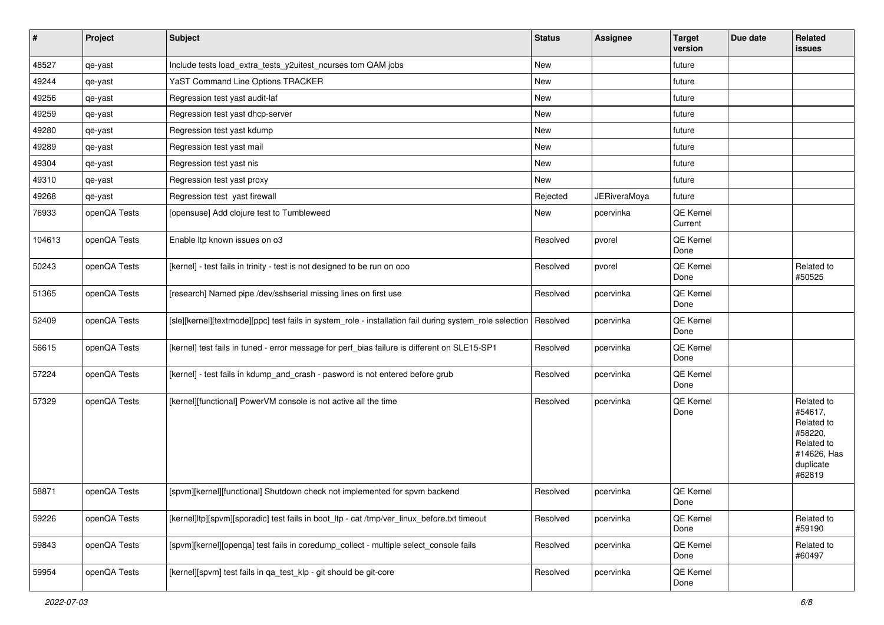| # | Project | Subject | Status | Assignee | Target version | Due date | Related issues |
|---|---|---|---|---|---|---|---|
| 48527 | qe-yast | Include tests load_extra_tests_y2uitest_ncurses tom QAM jobs | New | | future | | |
| 49244 | qe-yast | YaST Command Line Options TRACKER | New | | future | | |
| 49256 | qe-yast | Regression test yast audit-laf | New | | future | | |
| 49259 | qe-yast | Regression test yast dhcp-server | New | | future | | |
| 49280 | qe-yast | Regression test yast kdump | New | | future | | |
| 49289 | qe-yast | Regression test yast mail | New | | future | | |
| 49304 | qe-yast | Regression test yast nis | New | | future | | |
| 49310 | qe-yast | Regression test yast proxy | New | | future | | |
| 49268 | qe-yast | Regression test  yast firewall | Rejected | JERiveraMoya | future | | |
| 76933 | openQA Tests | [opensuse] Add clojure test to Tumbleweed | New | pcervinka | QE Kernel Current | | |
| 104613 | openQA Tests | Enable ltp known issues on o3 | Resolved | pvorel | QE Kernel Done | | |
| 50243 | openQA Tests | [kernel] - test fails in trinity - test is not designed to be run on ooo | Resolved | pvorel | QE Kernel Done | | Related to #50525 |
| 51365 | openQA Tests | [research] Named pipe /dev/sshserial missing lines on first use | Resolved | pcervinka | QE Kernel Done | | |
| 52409 | openQA Tests | [sle][kernel][textmode][ppc] test fails in system_role - installation fail during system_role selection | Resolved | pcervinka | QE Kernel Done | | |
| 56615 | openQA Tests | [kernel] test fails in tuned - error message for perf_bias failure is different on SLE15-SP1 | Resolved | pcervinka | QE Kernel Done | | |
| 57224 | openQA Tests | [kernel] - test fails in kdump_and_crash - pasword is not entered before grub | Resolved | pcervinka | QE Kernel Done | | |
| 57329 | openQA Tests | [kernel][functional] PowerVM console is not active all the time | Resolved | pcervinka | QE Kernel Done | | Related to #54617, Related to #58220, Related to #14626, Has duplicate #62819 |
| 58871 | openQA Tests | [spvm][kernel][functional] Shutdown check not implemented for spvm backend | Resolved | pcervinka | QE Kernel Done | | |
| 59226 | openQA Tests | [kernel]ltp][spvm][sporadic] test fails in boot_ltp - cat /tmp/ver_linux_before.txt timeout | Resolved | pcervinka | QE Kernel Done | | Related to #59190 |
| 59843 | openQA Tests | [spvm][kernel][openqa] test fails in coredump_collect - multiple select_console fails | Resolved | pcervinka | QE Kernel Done | | Related to #60497 |
| 59954 | openQA Tests | [kernel][spvm] test fails in qa_test_klp - git should be git-core | Resolved | pcervinka | QE Kernel Done | | |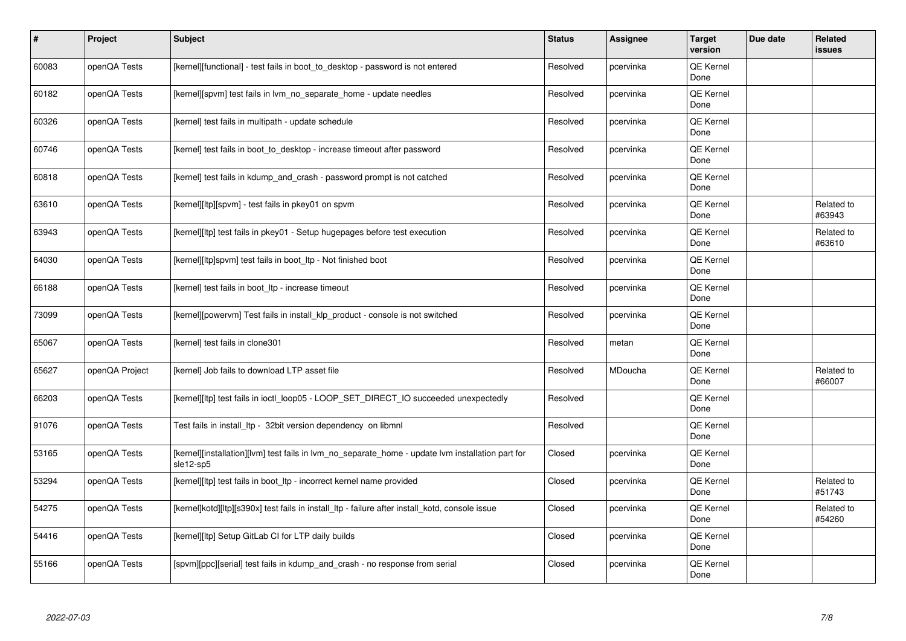| # | Project | Subject | Status | Assignee | Target version | Due date | Related issues |
|---|---|---|---|---|---|---|---|
| 60083 | openQA Tests | [kernel][functional] - test fails in boot_to_desktop - password is not entered | Resolved | pcervinka | QE Kernel Done | | |
| 60182 | openQA Tests | [kernel][spvm] test fails in lvm_no_separate_home - update needles | Resolved | pcervinka | QE Kernel Done | | |
| 60326 | openQA Tests | [kernel] test fails in multipath - update schedule | Resolved | pcervinka | QE Kernel Done | | |
| 60746 | openQA Tests | [kernel] test fails in boot_to_desktop - increase timeout after password | Resolved | pcervinka | QE Kernel Done | | |
| 60818 | openQA Tests | [kernel] test fails in kdump_and_crash - password prompt is not catched | Resolved | pcervinka | QE Kernel Done | | |
| 63610 | openQA Tests | [kernel][ltp][spvm] - test fails in pkey01 on spvm | Resolved | pcervinka | QE Kernel Done | | Related to #63943 |
| 63943 | openQA Tests | [kernel][ltp] test fails in pkey01 - Setup hugepages before test execution | Resolved | pcervinka | QE Kernel Done | | Related to #63610 |
| 64030 | openQA Tests | [kernel][ltp]spvm] test fails in boot_ltp - Not finished boot | Resolved | pcervinka | QE Kernel Done | | |
| 66188 | openQA Tests | [kernel] test fails in boot_ltp - increase timeout | Resolved | pcervinka | QE Kernel Done | | |
| 73099 | openQA Tests | [kernel][powervm] Test fails in install_klp_product - console is not switched | Resolved | pcervinka | QE Kernel Done | | |
| 65067 | openQA Tests | [kernel] test fails in clone301 | Resolved | metan | QE Kernel Done | | |
| 65627 | openQA Project | [kernel] Job fails to download LTP asset file | Resolved | MDoucha | QE Kernel Done | | Related to #66007 |
| 66203 | openQA Tests | [kernel][ltp] test fails in ioctl_loop05 - LOOP_SET_DIRECT_IO succeeded unexpectedly | Resolved | | QE Kernel Done | | |
| 91076 | openQA Tests | Test fails in install_ltp - 32bit version dependency on libmnl | Resolved | | QE Kernel Done | | |
| 53165 | openQA Tests | [kernel][installation][lvm] test fails in lvm_no_separate_home - update lvm installation part for sle12-sp5 | Closed | pcervinka | QE Kernel Done | | |
| 53294 | openQA Tests | [kernel][ltp] test fails in boot_ltp - incorrect kernel name provided | Closed | pcervinka | QE Kernel Done | | Related to #51743 |
| 54275 | openQA Tests | [kernel]kotd][ltp][s390x] test fails in install_ltp - failure after install_kotd, console issue | Closed | pcervinka | QE Kernel Done | | Related to #54260 |
| 54416 | openQA Tests | [kernel][ltp] Setup GitLab CI for LTP daily builds | Closed | pcervinka | QE Kernel Done | | |
| 55166 | openQA Tests | [spvm][ppc][serial] test fails in kdump_and_crash - no response from serial | Closed | pcervinka | QE Kernel Done | | |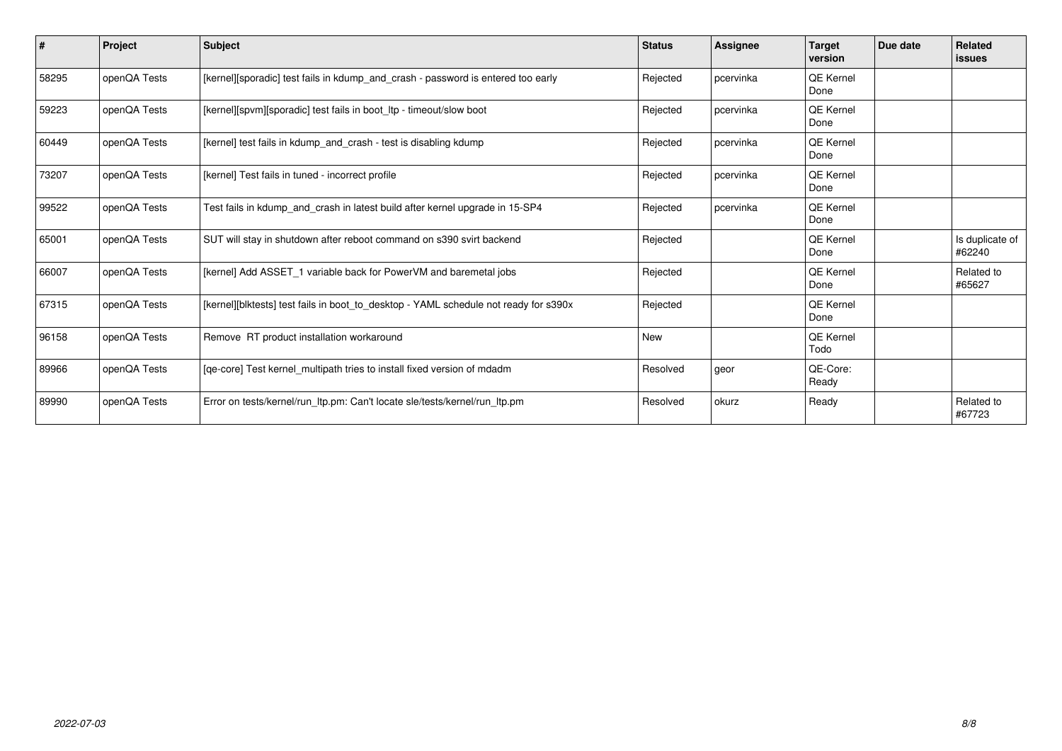| # | Project | Subject | Status | Assignee | Target version | Due date | Related issues |
|---|---|---|---|---|---|---|---|
| 58295 | openQA Tests | [kernel][sporadic] test fails in kdump_and_crash - password is entered too early | Rejected | pcervinka | QE Kernel Done | | |
| 59223 | openQA Tests | [kernel][spvm][sporadic] test fails in boot_ltp - timeout/slow boot | Rejected | pcervinka | QE Kernel Done | | |
| 60449 | openQA Tests | [kernel] test fails in kdump_and_crash - test is disabling kdump | Rejected | pcervinka | QE Kernel Done | | |
| 73207 | openQA Tests | [kernel] Test fails in tuned - incorrect profile | Rejected | pcervinka | QE Kernel Done | | |
| 99522 | openQA Tests | Test fails in kdump_and_crash in latest build after kernel upgrade in 15-SP4 | Rejected | pcervinka | QE Kernel Done | | |
| 65001 | openQA Tests | SUT will stay in shutdown after reboot command on s390 svirt backend | Rejected | | QE Kernel Done | | Is duplicate of #62240 |
| 66007 | openQA Tests | [kernel] Add ASSET_1 variable back for PowerVM and baremetal jobs | Rejected | | QE Kernel Done | | Related to #65627 |
| 67315 | openQA Tests | [kernel][blktests] test fails in boot_to_desktop - YAML schedule not ready for s390x | Rejected | | QE Kernel Done | | |
| 96158 | openQA Tests | Remove RT product installation workaround | New | | QE Kernel Todo | | |
| 89966 | openQA Tests | [qe-core] Test kernel_multipath tries to install fixed version of mdadm | Resolved | geor | QE-Core: Ready | | |
| 89990 | openQA Tests | Error on tests/kernel/run_ltp.pm: Can't locate sle/tests/kernel/run_ltp.pm | Resolved | okurz | Ready | | Related to #67723 |